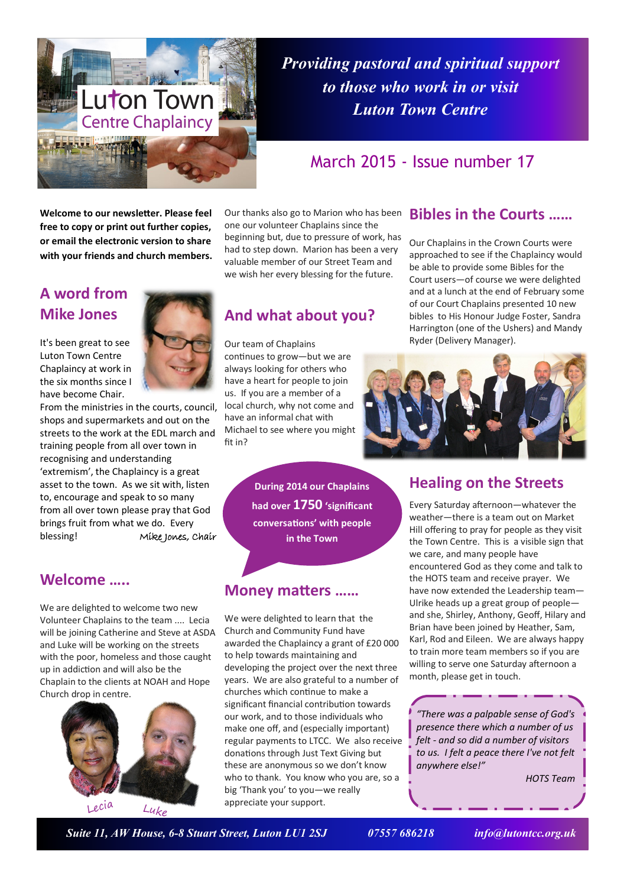# Luton Town Centre Chaplaincy

*Providing pastoral and spiritual support to those who work in or visit Luton Town Centre*

## March 2015 - Issue number 17

**Welcome to our newsletter. Please feel free to copy or print out further copies, or email the electronic version to share with your friends and church members.**

## A word from Mike Jones

It's been great to see Luton Town Centre Chaplaincy at work in the six months since I have become Chair. From the ministries in the courts, council, shops and supermarkets and out on the streets to the work at the EDL march and training people from all over town in recognising and understanding 'extremism', the Chaplaincy is a great asset to the town. As we sit with, listen to, encourage and speak to so many from all over town please pray that God brings fruit from what we do. Every blessing!

*Mike Jones, Chair*

## Welcome .....

We are delighted to welcome two new Volunteer Chaplains to the team .... Lecia will be joining Catherine and Steve at ASDA and Luke will be working on the streets with the poor, homeless and those caught up in addiction and will also be the Chaplain to the clients at NOAH and Hope Church drop in centre.

Lecia Luke

Our thanks also go to Marion who has been one our volunteer Chaplains since the beginning but, due to pressure of work, has had to step down. Marion has been a very valuable member of our Street Team and we wish her every blessing for the future.

## And what about you?

Our team of Chaplains continues to grow—but we are always looking for others who have a heart for people to join us. If you are a member of a local church, why not come and have an informal chat with Michael to see where you might fit in?

**During 2014 our Chaplains had over 1750 'significant conversations' with people in the Town**

## Money matters ......

We were delighted to learn that the Church and Community Fund have awarded the Chaplaincy a grant of £20 000 to help towards maintaining and developing the project over the next three years. We are also grateful to a number of churches which continue to make a significant financial contribution towards our work, and to those individuals who make one off, and (especially important) regular payments to LTCC. We also receive donations through Just Text Giving but these are anonymous so we don't know who to thank. You know who you are, so a big 'Thank you' to you—we really appreciate your support.

## Bibles in the Courts ......

Our Chaplains in the Crown Courts were approached to see if the Chaplaincy would be able to provide some Bibles for the Court users—of course we were delighted and at a lunch at the end of February some of our Court Chaplains presented 10 new bibles to His Honour Judge Foster, Sandra Harrington (one of the Ushers) and Mandy Ryder (Delivery Manager).

## Healing on the Streets

Every Saturday afternoon—whatever the weather—there is a team out on Market Hill offering to pray for people as they visit the Town Centre. This is a visible sign that we care, and many people have encountered God as they come and talk to the HOTS team and receive prayer. We have now extended the Leadership team—Ulrike heads up a great group of people—and she, Shirley, Anthony, Geoff, Hilary and Brian have been joined by Heather, Sam, Karl, Rod and Eileen. We are always happy to train more team members so if you are willing to serve one Saturday afternoon a month, please get in touch.

*"There was a palpable sense of God's presence there which a number of us felt - and so did a number of visitors to us. I felt a peace there I've not felt anywhere else!"*

*HOTS Team*

*Suite 11, AW House, 6-8 Stuart Street, Luton LU1 2SJ* *07557 686218* *info@lutontcc.org.uk*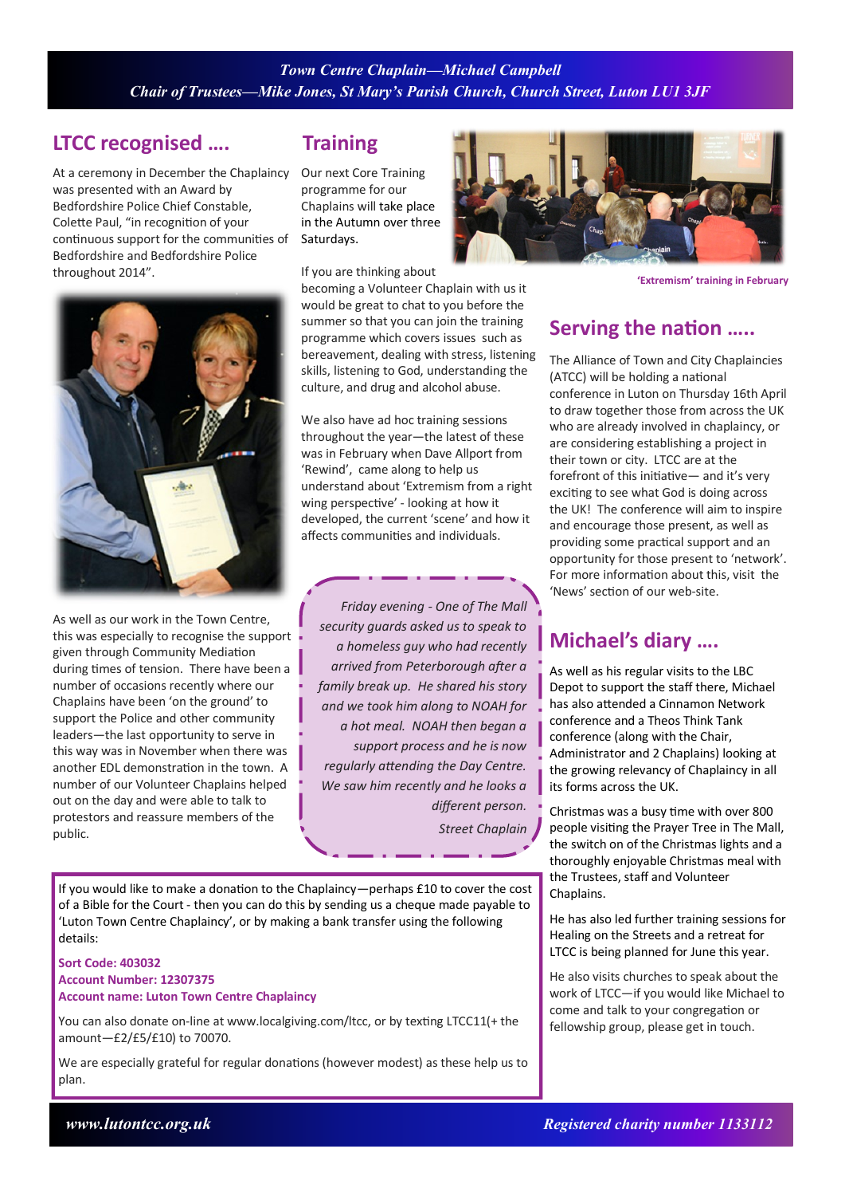*Town Centre Chaplain—Michael Campbell*

*Chair of Trustees—Mike Jones, St Mary's Parish Church, Church Street, Luton LU1 3JF*

## LTCC recognised ….

At a ceremony in December the Chaplaincy was presented with an Award by Bedfordshire Police Chief Constable, Colette Paul, "in recognition of your continuous support for the communities of Bedfordshire and Bedfordshire Police throughout 2014".

As well as our work in the Town Centre, this was especially to recognise the support given through Community Mediation during times of tension. There have been a number of occasions recently where our Chaplains have been 'on the ground' to support the Police and other community leaders—the last opportunity to serve in this way was in November when there was another EDL demonstration in the town. A number of our Volunteer Chaplains helped out on the day and were able to talk to protestors and reassure members of the public.

## Training

Our next Core Training programme for our Chaplains will take place in the Autumn over three Saturdays.

If you are thinking about becoming a Volunteer Chaplain with us it would be great to chat to you before the summer so that you can join the training programme which covers issues such as bereavement, dealing with stress, listening skills, listening to God, understanding the culture, and drug and alcohol abuse.

We also have ad hoc training sessions throughout the year—the latest of these was in February when Dave Allport from 'Rewind', came along to help us understand about 'Extremism from a right wing perspective' - looking at how it developed, the current 'scene' and how it affects communities and individuals.

**'Extremism' training in February**

*Friday evening - One of The Mall security guards asked us to speak to a homeless guy who had recently arrived from Peterborough after a family break up. He shared his story and we took him along to NOAH for a hot meal. NOAH then began a support process and he is now regularly attending the Day Centre. We saw him recently and he looks a different person.*

*Street Chaplain*

## Serving the nation …..

The Alliance of Town and City Chaplaincies (ATCC) will be holding a national conference in Luton on Thursday 16th April to draw together those from across the UK who are already involved in chaplaincy, or are considering establishing a project in their town or city. LTCC are at the forefront of this initiative— and it's very exciting to see what God is doing across the UK! The conference will aim to inspire and encourage those present, as well as providing some practical support and an opportunity for those present to 'network'. For more information about this, visit the 'News' section of our web-site.

## Michael's diary ….

As well as his regular visits to the LBC Depot to support the staff there, Michael has also attended a Cinnamon Network conference and a Theos Think Tank conference (along with the Chair, Administrator and 2 Chaplains) looking at the growing relevancy of Chaplaincy in all its forms across the UK.

Christmas was a busy time with over 800 people visiting the Prayer Tree in The Mall, the switch on of the Christmas lights and a thoroughly enjoyable Christmas meal with the Trustees, staff and Volunteer Chaplains.

He has also led further training sessions for Healing on the Streets and a retreat for LTCC is being planned for June this year.

He also visits churches to speak about the work of LTCC—if you would like Michael to come and talk to your congregation or fellowship group, please get in touch.

---

If you would like to make a donation to the Chaplaincy—perhaps £10 to cover the cost of a Bible for the Court - then you can do this by sending us a cheque made payable to 'Luton Town Centre Chaplaincy', or by making a bank transfer using the following details:

**Sort Code: 403032**
**Account Number: 12307375**
**Account name: Luton Town Centre Chaplaincy**

You can also donate on-line at www.localgiving.com/ltcc, or by texting LTCC11(+ the amount—£2/£5/£10) to 70070.

We are especially grateful for regular donations (however modest) as these help us to plan.

*www.lutontcc.org.uk* *Registered charity number 1133112*